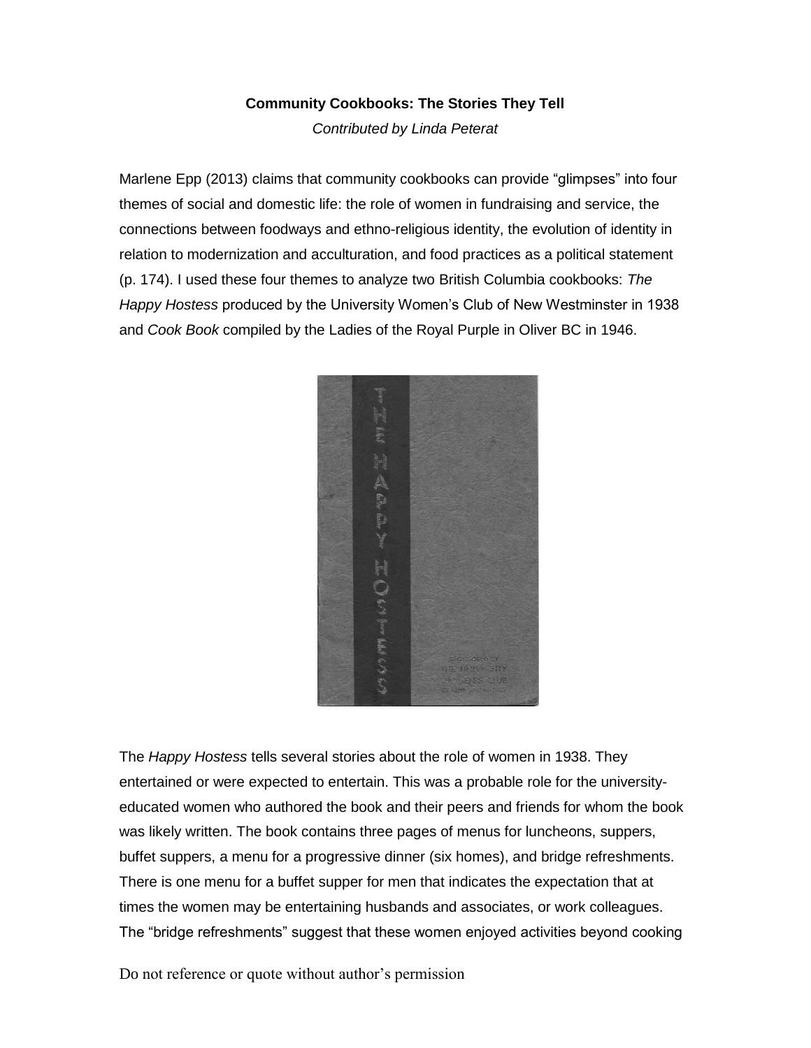**Community Cookbooks: The Stories They Tell**

*Contributed by Linda Peterat*

Marlene Epp (2013) claims that community cookbooks can provide "glimpses" into four themes of social and domestic life: the role of women in fundraising and service, the connections between foodways and ethno-religious identity, the evolution of identity in relation to modernization and acculturation, and food practices as a political statement (p. 174). I used these four themes to analyze two British Columbia cookbooks: *The Happy Hostess* produced by the University Women's Club of New Westminster in 1938 and *Cook Book* compiled by the Ladies of the Royal Purple in Oliver BC in 1946.

The *Happy Hostess* tells several stories about the role of women in 1938. They entertained or were expected to entertain. This was a probable role for the university-educated women who authored the book and their peers and friends for whom the book was likely written. The book contains three pages of menus for luncheons, suppers, buffet suppers, a menu for a progressive dinner (six homes), and bridge refreshments. There is one menu for a buffet supper for men that indicates the expectation that at times the women may be entertaining husbands and associates, or work colleagues. The "bridge refreshments" suggest that these women enjoyed activities beyond cooking

Do not reference or quote without author's permission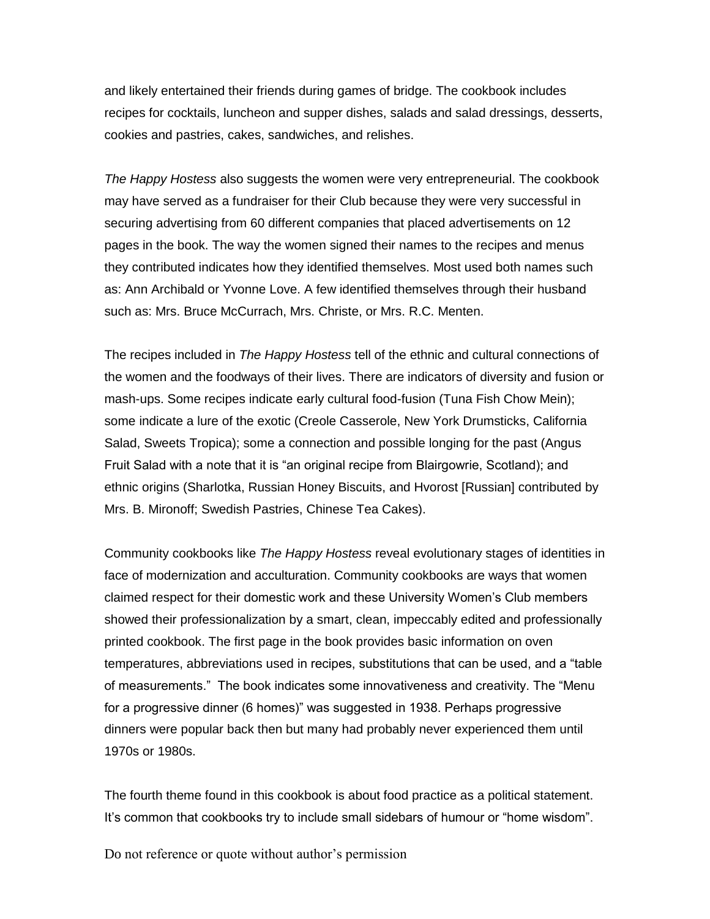and likely entertained their friends during games of bridge. The cookbook includes recipes for cocktails, luncheon and supper dishes, salads and salad dressings, desserts, cookies and pastries, cakes, sandwiches, and relishes.

*The Happy Hostess* also suggests the women were very entrepreneurial. The cookbook may have served as a fundraiser for their Club because they were very successful in securing advertising from 60 different companies that placed advertisements on 12 pages in the book. The way the women signed their names to the recipes and menus they contributed indicates how they identified themselves. Most used both names such as: Ann Archibald or Yvonne Love. A few identified themselves through their husband such as: Mrs. Bruce McCurrach, Mrs. Christe, or Mrs. R.C. Menten.

The recipes included in *The Happy Hostess* tell of the ethnic and cultural connections of the women and the foodways of their lives. There are indicators of diversity and fusion or mash-ups. Some recipes indicate early cultural food-fusion (Tuna Fish Chow Mein); some indicate a lure of the exotic (Creole Casserole, New York Drumsticks, California Salad, Sweets Tropica); some a connection and possible longing for the past (Angus Fruit Salad with a note that it is "an original recipe from Blairgowrie, Scotland); and ethnic origins (Sharlotka, Russian Honey Biscuits, and Hvorost [Russian] contributed by Mrs. B. Mironoff; Swedish Pastries, Chinese Tea Cakes).

Community cookbooks like *The Happy Hostess* reveal evolutionary stages of identities in face of modernization and acculturation. Community cookbooks are ways that women claimed respect for their domestic work and these University Women's Club members showed their professionalization by a smart, clean, impeccably edited and professionally printed cookbook. The first page in the book provides basic information on oven temperatures, abbreviations used in recipes, substitutions that can be used, and a "table of measurements." The book indicates some innovativeness and creativity. The "Menu for a progressive dinner (6 homes)" was suggested in 1938. Perhaps progressive dinners were popular back then but many had probably never experienced them until 1970s or 1980s.

The fourth theme found in this cookbook is about food practice as a political statement. It's common that cookbooks try to include small sidebars of humour or "home wisdom".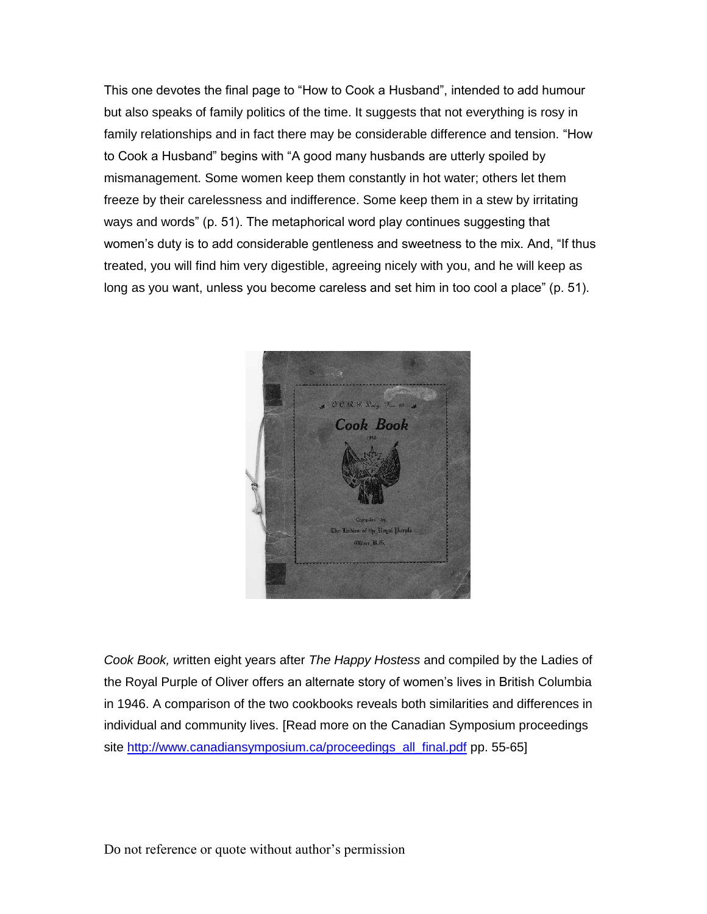This one devotes the final page to "How to Cook a Husband", intended to add humour but also speaks of family politics of the time. It suggests that not everything is rosy in family relationships and in fact there may be considerable difference and tension. "How to Cook a Husband" begins with "A good many husbands are utterly spoiled by mismanagement. Some women keep them constantly in hot water; others let them freeze by their carelessness and indifference. Some keep them in a stew by irritating ways and words" (p. 51). The metaphorical word play continues suggesting that women's duty is to add considerable gentleness and sweetness to the mix. And, "If thus treated, you will find him very digestible, agreeing nicely with you, and he will keep as long as you want, unless you become careless and set him in too cool a place" (p. 51).

*Cook Book, w*ritten eight years after *The Happy Hostess* and compiled by the Ladies of the Royal Purple of Oliver offers an alternate story of women's lives in British Columbia in 1946. A comparison of the two cookbooks reveals both similarities and differences in individual and community lives. [Read more on the Canadian Symposium proceedings site http://www.canadiansymposium.ca/proceedings_all_final.pdf pp. 55-65]

Do not reference or quote without author's permission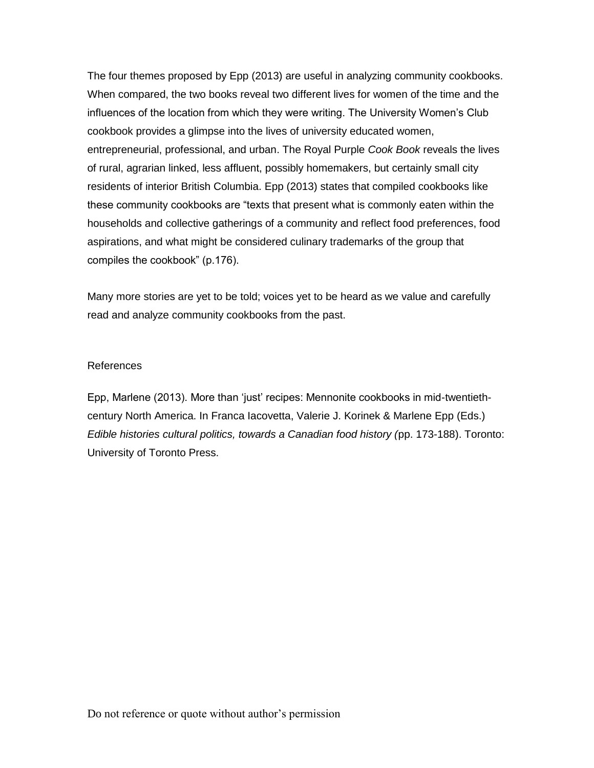The four themes proposed by Epp (2013) are useful in analyzing community cookbooks. When compared, the two books reveal two different lives for women of the time and the influences of the location from which they were writing. The University Women's Club cookbook provides a glimpse into the lives of university educated women, entrepreneurial, professional, and urban. The Royal Purple *Cook Book* reveals the lives of rural, agrarian linked, less affluent, possibly homemakers, but certainly small city residents of interior British Columbia. Epp (2013) states that compiled cookbooks like these community cookbooks are "texts that present what is commonly eaten within the households and collective gatherings of a community and reflect food preferences, food aspirations, and what might be considered culinary trademarks of the group that compiles the cookbook" (p.176).

Many more stories are yet to be told; voices yet to be heard as we value and carefully read and analyze community cookbooks from the past.

References

Epp, Marlene (2013). More than 'just' recipes: Mennonite cookbooks in mid-twentieth-century North America. In Franca Iacovetta, Valerie J. Korinek & Marlene Epp (Eds.) *Edible histories cultural politics, towards a Canadian food history (*pp. 173-188). Toronto: University of Toronto Press.

Do not reference or quote without author's permission